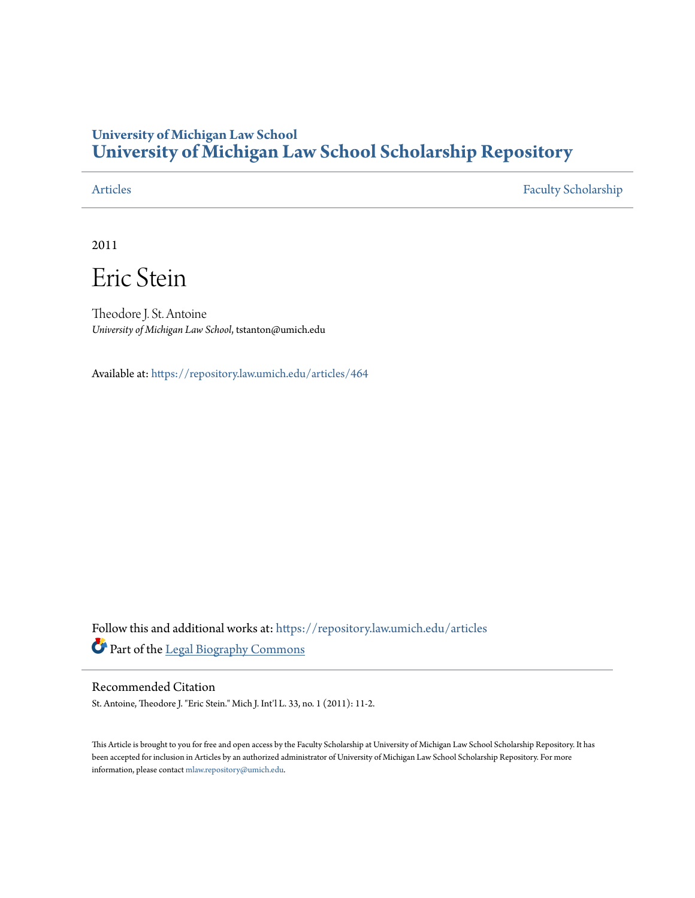# University of Michigan Law School
# University of Michigan Law School Scholarship Repository

Articles | Faculty Scholarship

2011

# Eric Stein

Theodore J. St. Antoine
*University of Michigan Law School*, tstanton@umich.edu

Available at: https://repository.law.umich.edu/articles/464

Follow this and additional works at: https://repository.law.umich.edu/articles

Part of the Legal Biography Commons

## Recommended Citation

St. Antoine, Theodore J. "Eric Stein." Mich J. Int'l L. 33, no. 1 (2011): 11-2.

This Article is brought to you for free and open access by the Faculty Scholarship at University of Michigan Law School Scholarship Repository. It has been accepted for inclusion in Articles by an authorized administrator of University of Michigan Law School Scholarship Repository. For more information, please contact mlaw.repository@umich.edu.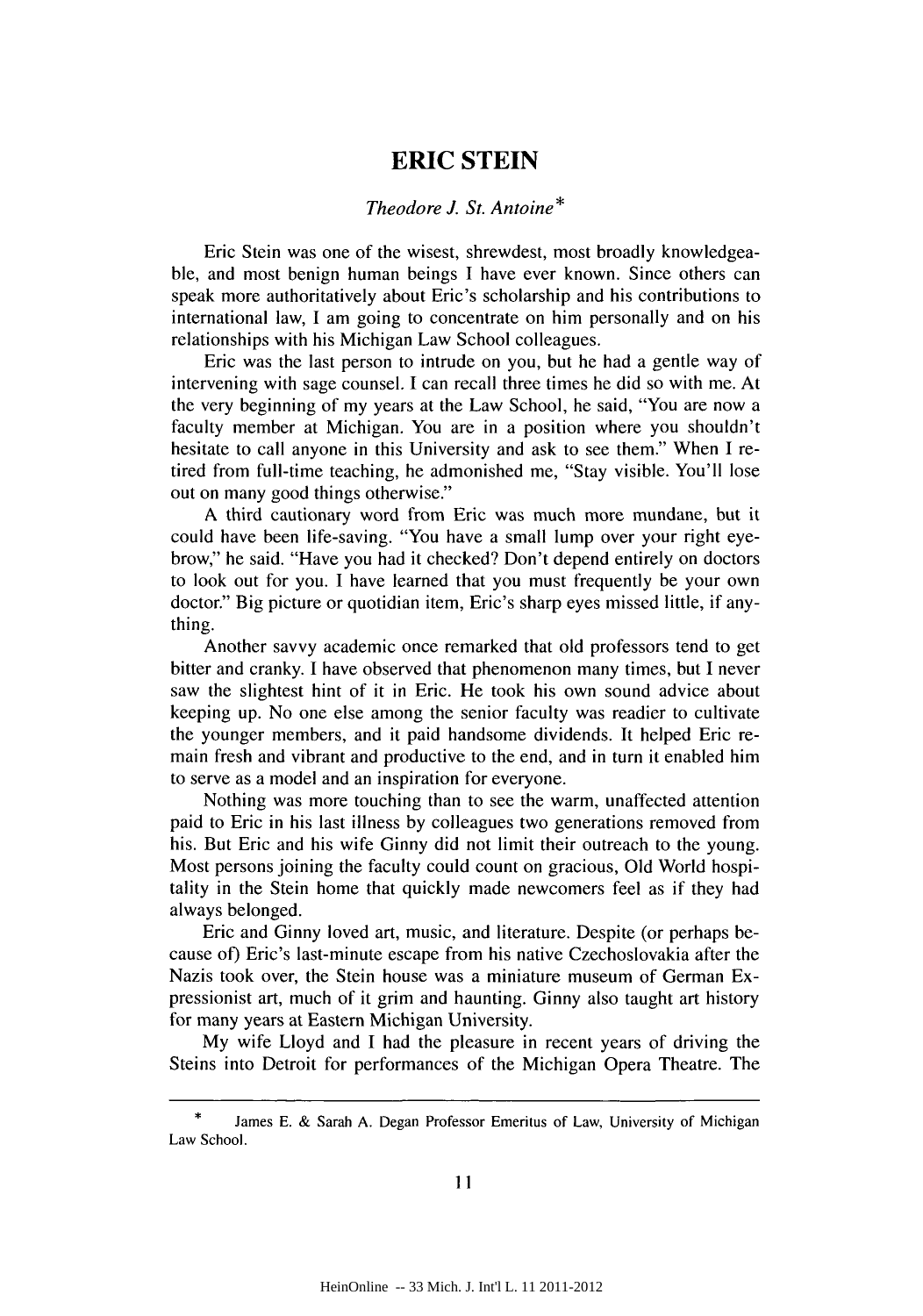# ERIC STEIN

*Theodore J. St. Antoine\**

Eric Stein was one of the wisest, shrewdest, most broadly knowledgeable, and most benign human beings I have ever known. Since others can speak more authoritatively about Eric's scholarship and his contributions to international law, I am going to concentrate on him personally and on his relationships with his Michigan Law School colleagues.

Eric was the last person to intrude on you, but he had a gentle way of intervening with sage counsel. I can recall three times he did so with me. At the very beginning of my years at the Law School, he said, "You are now a faculty member at Michigan. You are in a position where you shouldn't hesitate to call anyone in this University and ask to see them." When I retired from full-time teaching, he admonished me, "Stay visible. You'll lose out on many good things otherwise."

A third cautionary word from Eric was much more mundane, but it could have been life-saving. "You have a small lump over your right eyebrow," he said. "Have you had it checked? Don't depend entirely on doctors to look out for you. I have learned that you must frequently be your own doctor." Big picture or quotidian item, Eric's sharp eyes missed little, if anything.

Another savvy academic once remarked that old professors tend to get bitter and cranky. I have observed that phenomenon many times, but I never saw the slightest hint of it in Eric. He took his own sound advice about keeping up. No one else among the senior faculty was readier to cultivate the younger members, and it paid handsome dividends. It helped Eric remain fresh and vibrant and productive to the end, and in turn it enabled him to serve as a model and an inspiration for everyone.

Nothing was more touching than to see the warm, unaffected attention paid to Eric in his last illness by colleagues two generations removed from his. But Eric and his wife Ginny did not limit their outreach to the young. Most persons joining the faculty could count on gracious, Old World hospitality in the Stein home that quickly made newcomers feel as if they had always belonged.

Eric and Ginny loved art, music, and literature. Despite (or perhaps because of) Eric's last-minute escape from his native Czechoslovakia after the Nazis took over, the Stein house was a miniature museum of German Expressionist art, much of it grim and haunting. Ginny also taught art history for many years at Eastern Michigan University.

My wife Lloyd and I had the pleasure in recent years of driving the Steins into Detroit for performances of the Michigan Opera Theatre. The

---

\* James E. & Sarah A. Degan Professor Emeritus of Law, University of Michigan Law School.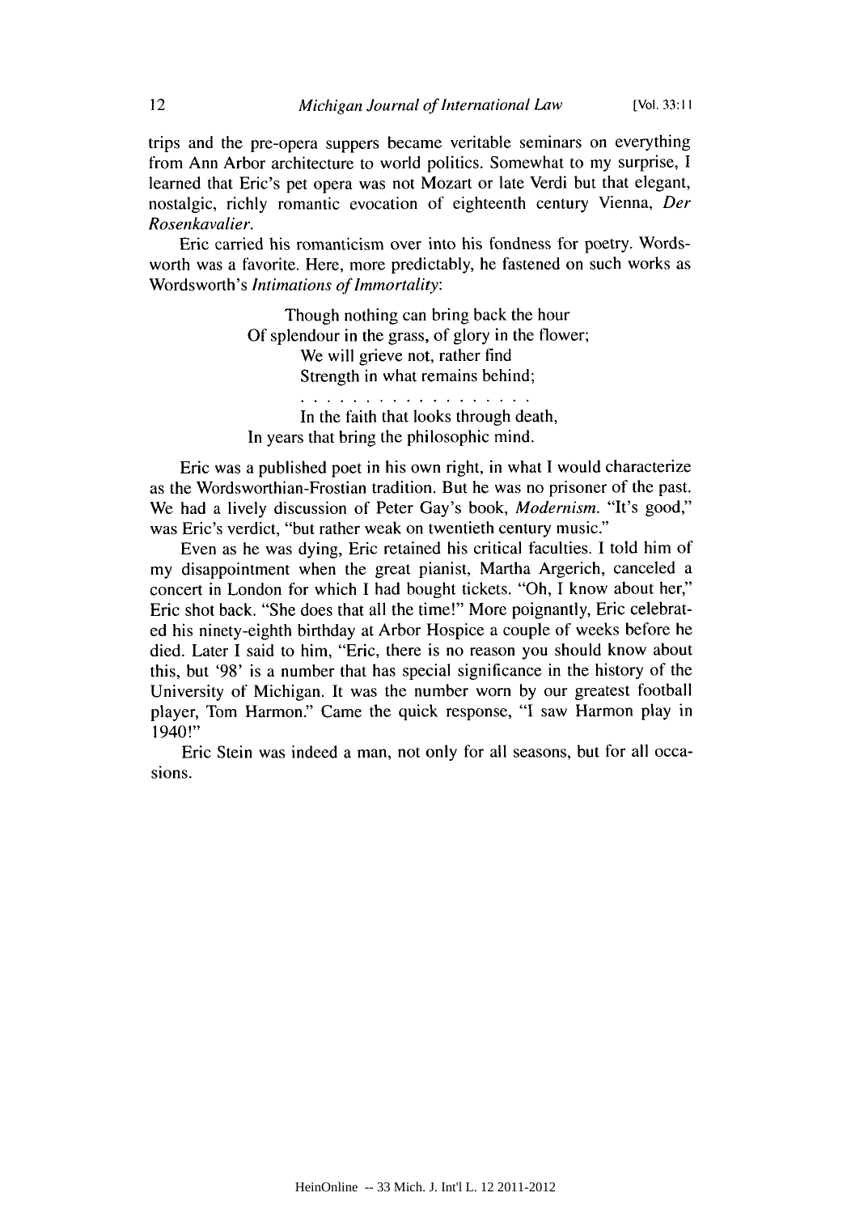trips and the pre-opera suppers became veritable seminars on everything from Ann Arbor architecture to world politics. Somewhat to my surprise, I learned that Eric's pet opera was not Mozart or late Verdi but that elegant, nostalgic, richly romantic evocation of eighteenth century Vienna, *Der Rosenkavalier*.

Eric carried his romanticism over into his fondness for poetry. Wordsworth was a favorite. Here, more predictably, he fastened on such works as Wordsworth's *Intimations of Immortality*:

> Though nothing can bring back the hour
> Of splendour in the grass, of glory in the flower;
> We will grieve not, rather find
> Strength in what remains behind;
> . . . . . . . . . . . . . . . . .
> In the faith that looks through death,
> In years that bring the philosophic mind.

Eric was a published poet in his own right, in what I would characterize as the Wordsworthian-Frostian tradition. But he was no prisoner of the past. We had a lively discussion of Peter Gay's book, *Modernism*. "It's good," was Eric's verdict, "but rather weak on twentieth century music."

Even as he was dying, Eric retained his critical faculties. I told him of my disappointment when the great pianist, Martha Argerich, canceled a concert in London for which I had bought tickets. "Oh, I know about her," Eric shot back. "She does that all the time!" More poignantly, Eric celebrated his ninety-eighth birthday at Arbor Hospice a couple of weeks before he died. Later I said to him, "Eric, there is no reason you should know about this, but '98' is a number that has special significance in the history of the University of Michigan. It was the number worn by our greatest football player, Tom Harmon." Came the quick response, "I saw Harmon play in 1940!"

Eric Stein was indeed a man, not only for all seasons, but for all occasions.